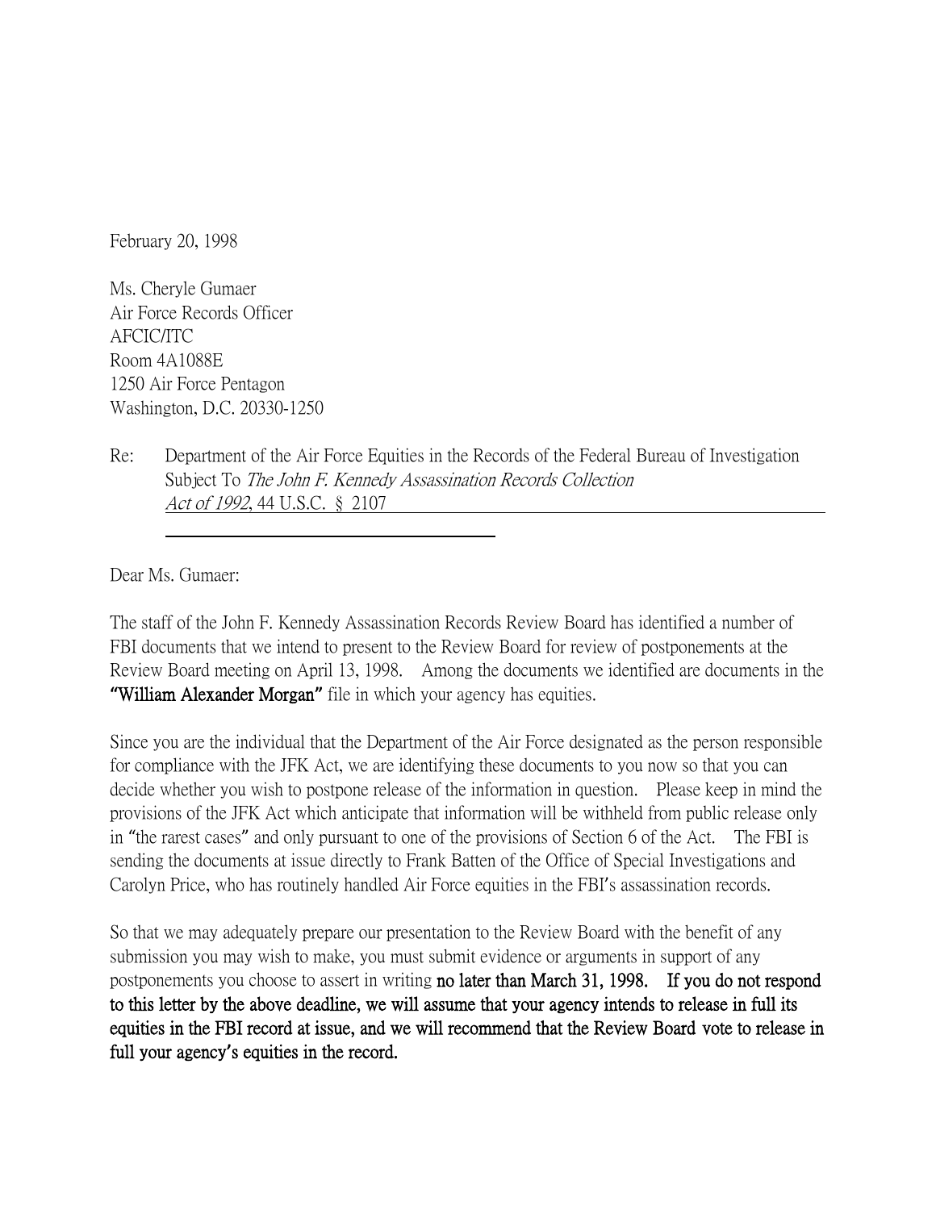February 20, 1998

Ms. Cheryle Gumaer
Air Force Records Officer
AFCIC/ITC
Room 4A1088E
1250 Air Force Pentagon
Washington, D.C. 20330-1250

Re: Department of the Air Force Equities in the Records of the Federal Bureau of Investigation Subject To *The John F. Kennedy Assassination Records Collection Act of 1992*, 44 U.S.C. § 2107

Dear Ms. Gumaer:

The staff of the John F. Kennedy Assassination Records Review Board has identified a number of FBI documents that we intend to present to the Review Board for review of postponements at the Review Board meeting on April 13, 1998. Among the documents we identified are documents in the **"William Alexander Morgan"** file in which your agency has equities.

Since you are the individual that the Department of the Air Force designated as the person responsible for compliance with the JFK Act, we are identifying these documents to you now so that you can decide whether you wish to postpone release of the information in question. Please keep in mind the provisions of the JFK Act which anticipate that information will be withheld from public release only in "the rarest cases" and only pursuant to one of the provisions of Section 6 of the Act. The FBI is sending the documents at issue directly to Frank Batten of the Office of Special Investigations and Carolyn Price, who has routinely handled Air Force equities in the FBI's assassination records.

So that we may adequately prepare our presentation to the Review Board with the benefit of any submission you may wish to make, you must submit evidence or arguments in support of any postponements you choose to assert in writing **no later than March 31, 1998. If you do not respond to this letter by the above deadline, we will assume that your agency intends to release in full its equities in the FBI record at issue, and we will recommend that the Review Board vote to release in full your agency's equities in the record.**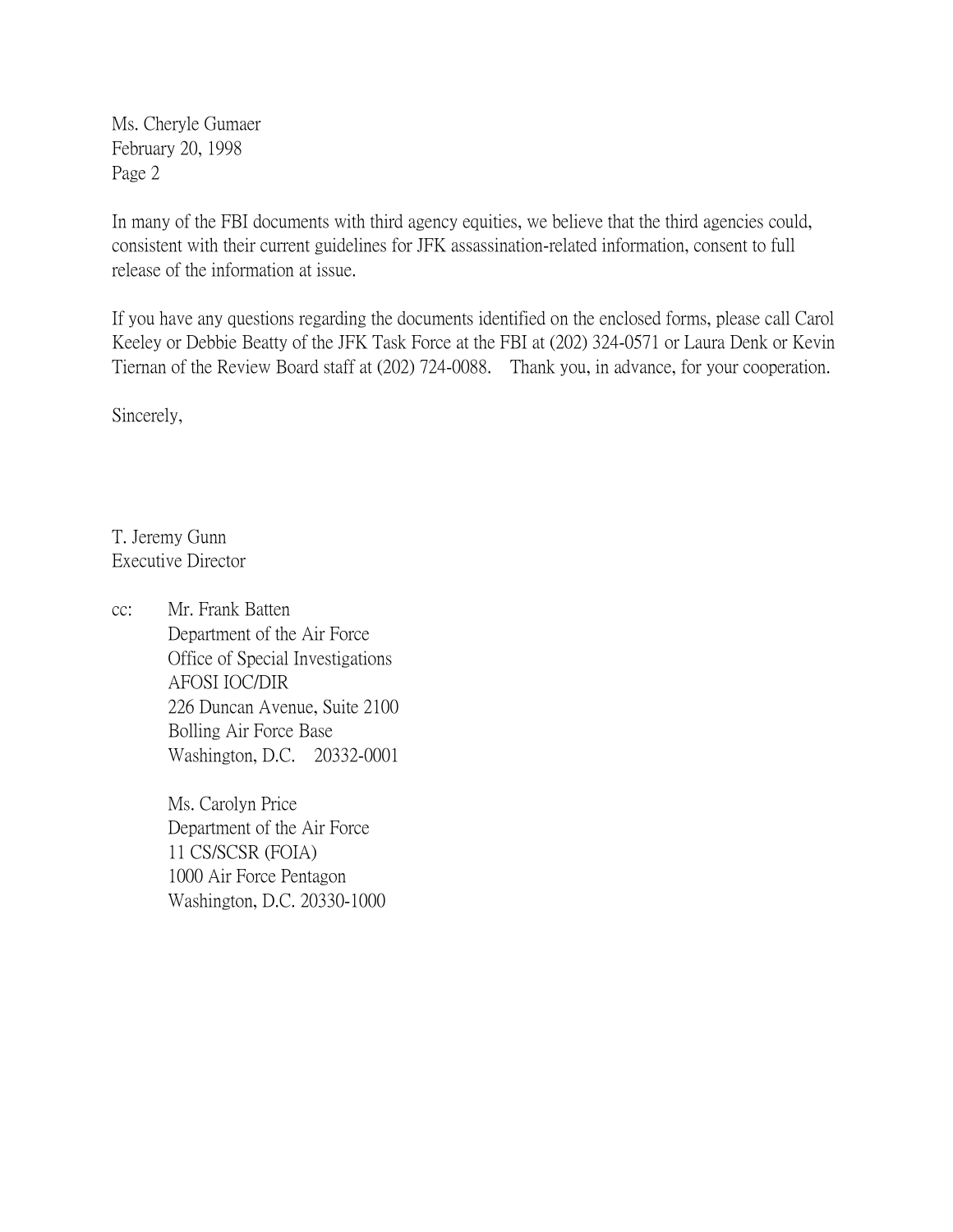Ms. Cheryle Gumaer
February 20, 1998
Page 2

In many of the FBI documents with third agency equities, we believe that the third agencies could, consistent with their current guidelines for JFK assassination-related information, consent to full release of the information at issue.

If you have any questions regarding the documents identified on the enclosed forms, please call Carol Keeley or Debbie Beatty of the JFK Task Force at the FBI at (202) 324-0571 or Laura Denk or Kevin Tiernan of the Review Board staff at (202) 724-0088. Thank you, in advance, for your cooperation.

Sincerely,

T. Jeremy Gunn
Executive Director

cc: Mr. Frank Batten
Department of the Air Force
Office of Special Investigations
AFOSI IOC/DIR
226 Duncan Avenue, Suite 2100
Bolling Air Force Base
Washington, D.C. 20332-0001

Ms. Carolyn Price
Department of the Air Force
11 CS/SCSR (FOIA)
1000 Air Force Pentagon
Washington, D.C. 20330-1000